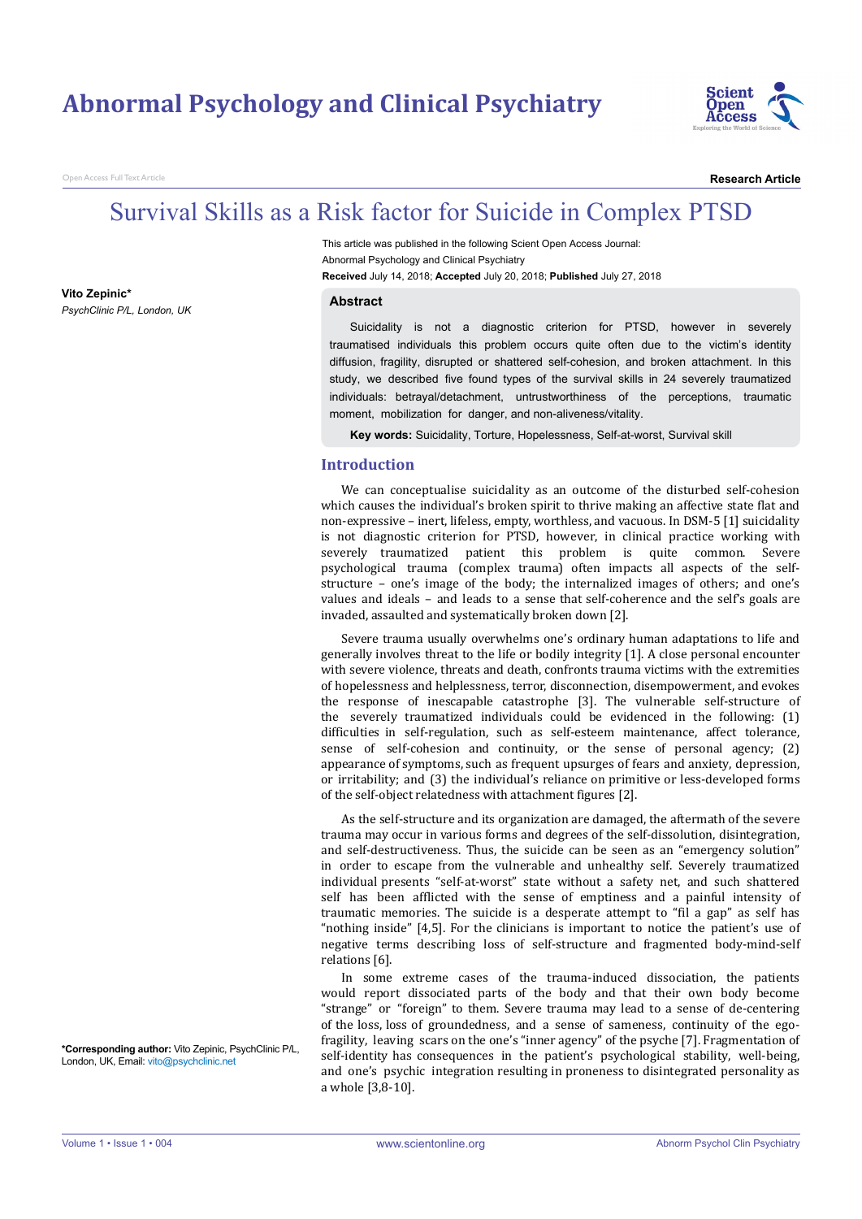Research Article

# Survival Skills as a Risk factor for Suicide in Complex PTSD

This article was published in the following Scient Open Access Journal:
Abnormal Psychology and Clinical Psychiatry
**Received** July 14, 2018; **Accepted** July 20, 2018; **Published** July 27, 2018

**Vito Zepinic***
*PsychClinic P/L, London, UK*

## Abstract

Suicidality is not a diagnostic criterion for PTSD, however in severely traumatised individuals this problem occurs quite often due to the victim's identity diffusion, fragility, disrupted or shattered self-cohesion, and broken attachment. In this study, we described five found types of the survival skills in 24 severely traumatized individuals: betrayal/detachment, untrustworthiness of the perceptions, traumatic moment, mobilization for danger, and non-aliveness/vitality.

**Key words:** Suicidality, Torture, Hopelessness, Self-at-worst, Survival skill

## Introduction

We can conceptualise suicidality as an outcome of the disturbed self-cohesion which causes the individual's broken spirit to thrive making an affective state flat and non-expressive – inert, lifeless, empty, worthless, and vacuous. In DSM-5 [1] suicidality is not diagnostic criterion for PTSD, however, in clinical practice working with severely traumatized patient this problem is quite common. Severe psychological trauma (complex trauma) often impacts all aspects of the self-structure – one's image of the body; the internalized images of others; and one's values and ideals – and leads to a sense that self-coherence and the self's goals are invaded, assaulted and systematically broken down [2].

Severe trauma usually overwhelms one's ordinary human adaptations to life and generally involves threat to the life or bodily integrity [1]. A close personal encounter with severe violence, threats and death, confronts trauma victims with the extremities of hopelessness and helplessness, terror, disconnection, disempowerment, and evokes the response of inescapable catastrophe [3]. The vulnerable self-structure of the severely traumatized individuals could be evidenced in the following: (1) difficulties in self-regulation, such as self-esteem maintenance, affect tolerance, sense of self-cohesion and continuity, or the sense of personal agency; (2) appearance of symptoms, such as frequent upsurges of fears and anxiety, depression, or irritability; and (3) the individual's reliance on primitive or less-developed forms of the self-object relatedness with attachment figures [2].

As the self-structure and its organization are damaged, the aftermath of the severe trauma may occur in various forms and degrees of the self-dissolution, disintegration, and self-destructiveness. Thus, the suicide can be seen as an "emergency solution" in order to escape from the vulnerable and unhealthy self. Severely traumatized individual presents "self-at-worst" state without a safety net, and such shattered self has been afflicted with the sense of emptiness and a painful intensity of traumatic memories. The suicide is a desperate attempt to "fil a gap" as self has "nothing inside" [4,5]. For the clinicians is important to notice the patient's use of negative terms describing loss of self-structure and fragmented body-mind-self relations [6].

In some extreme cases of the trauma-induced dissociation, the patients would report dissociated parts of the body and that their own body become "strange" or "foreign" to them. Severe trauma may lead to a sense of de-centering of the loss, loss of groundedness, and a sense of sameness, continuity of the ego-fragility, leaving scars on the one's "inner agency" of the psyche [7]. Fragmentation of self-identity has consequences in the patient's psychological stability, well-being, and one's psychic integration resulting in proneness to disintegrated personality as a whole [3,8-10].

***Corresponding author:** Vito Zepinic, PsychClinic P/L, London, UK, Email: vito@psychclinic.net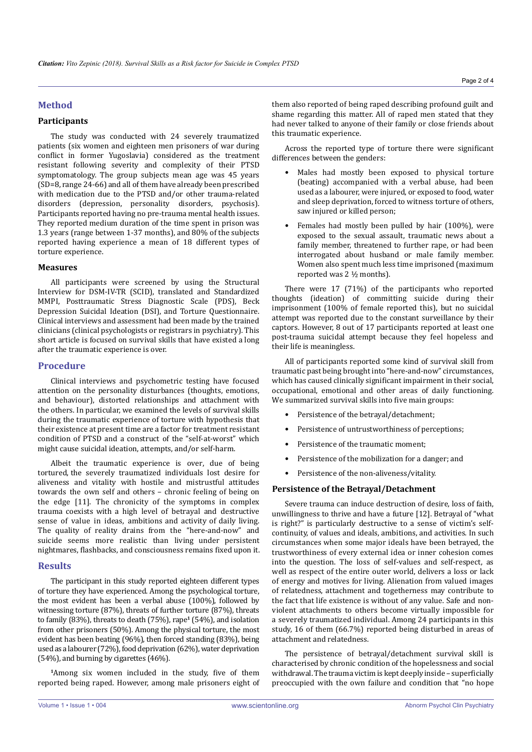## Method

### Participants

The study was conducted with 24 severely traumatized patients (six women and eighteen men prisoners of war during conflict in former Yugoslavia) considered as the treatment resistant following severity and complexity of their PTSD symptomatology. The group subjects mean age was 45 years (SD=8, range 24-66) and all of them have already been prescribed with medication due to the PTSD and/or other trauma-related disorders (depression, personality disorders, psychosis). Participants reported having no pre-trauma mental health issues. They reported medium duration of the time spent in prison was 1.3 years (range between 1-37 months), and 80% of the subjects reported having experience a mean of 18 different types of torture experience.

### Measures

All participants were screened by using the Structural Interview for DSM-IV-TR (SCID), translated and Standardized MMPI, Posttraumatic Stress Diagnostic Scale (PDS), Beck Depression Suicidal Ideation (DSI), and Torture Questionnaire. Clinical interviews and assessment had been made by the trained clinicians (clinical psychologists or registrars in psychiatry). This short article is focused on survival skills that have existed a long after the traumatic experience is over.

## Procedure

Clinical interviews and psychometric testing have focused attention on the personality disturbances (thoughts, emotions, and behaviour), distorted relationships and attachment with the others. In particular, we examined the levels of survival skills during the traumatic experience of torture with hypothesis that their existence at present time are a factor for treatment resistant condition of PTSD and a construct of the "self-at-worst" which might cause suicidal ideation, attempts, and/or self-harm.

Albeit the traumatic experience is over, due of being tortured, the severely traumatized individuals lost desire for aliveness and vitality with hostile and mistrustful attitudes towards the own self and others – chronic feeling of being on the edge [11]. The chronicity of the symptoms in complex trauma coexists with a high level of betrayal and destructive sense of value in ideas, ambitions and activity of daily living. The quality of reality drains from the "here-and-now" and suicide seems more realistic than living under persistent nightmares, flashbacks, and consciousness remains fixed upon it.

## Results

The participant in this study reported eighteen different types of torture they have experienced. Among the psychological torture, the most evident has been a verbal abuse (100%), followed by witnessing torture (87%), threats of further torture (87%), threats to family (83%), threats to death (75%), rape[1] (54%), and isolation from other prisoners (50%). Among the physical torture, the most evident has been beating (96%), then forced standing (83%), being used as a labourer (72%), food deprivation (62%), water deprivation (54%), and burning by cigarettes (46%).

[1]Among six women included in the study, five of them reported being raped. However, among male prisoners eight of them also reported of being raped describing profound guilt and shame regarding this matter. All of raped men stated that they had never talked to anyone of their family or close friends about this traumatic experience.

Across the reported type of torture there were significant differences between the genders:

- Males had mostly been exposed to physical torture (beating) accompanied with a verbal abuse, had been used as a labourer, were injured, or exposed to food, water and sleep deprivation, forced to witness torture of others, saw injured or killed person;
- Females had mostly been pulled by hair (100%), were exposed to the sexual assault, traumatic news about a family member, threatened to further rape, or had been interrogated about husband or male family member. Women also spent much less time imprisoned (maximum reported was 2 ½ months).

There were 17 (71%) of the participants who reported thoughts (ideation) of committing suicide during their imprisonment (100% of female reported this), but no suicidal attempt was reported due to the constant surveillance by their captors. However, 8 out of 17 participants reported at least one post-trauma suicidal attempt because they feel hopeless and their life is meaningless.

All of participants reported some kind of survival skill from traumatic past being brought into "here-and-now" circumstances, which has caused clinically significant impairment in their social, occupational, emotional and other areas of daily functioning. We summarized survival skills into five main groups:

- Persistence of the betrayal/detachment;
- Persistence of untrustworthiness of perceptions;
- Persistence of the traumatic moment;
- Persistence of the mobilization for a danger; and
- Persistence of the non-aliveness/vitality.

### Persistence of the Betrayal/Detachment

Severe trauma can induce destruction of desire, loss of faith, unwillingness to thrive and have a future [12]. Betrayal of "what is right?" is particularly destructive to a sense of victim's self-continuity, of values and ideals, ambitions, and activities. In such circumstances when some major ideals have been betrayed, the trustworthiness of every external idea or inner cohesion comes into the question. The loss of self-values and self-respect, as well as respect of the entire outer world, delivers a loss or lack of energy and motives for living. Alienation from valued images of relatedness, attachment and togetherness may contribute to the fact that life existence is without of any value. Safe and non-violent attachments to others become virtually impossible for a severely traumatized individual. Among 24 participants in this study, 16 of them (66.7%) reported being disturbed in areas of attachment and relatedness.

The persistence of betrayal/detachment survival skill is characterised by chronic condition of the hopelessness and social withdrawal. The trauma victim is kept deeply inside – superficially preoccupied with the own failure and condition that "no hope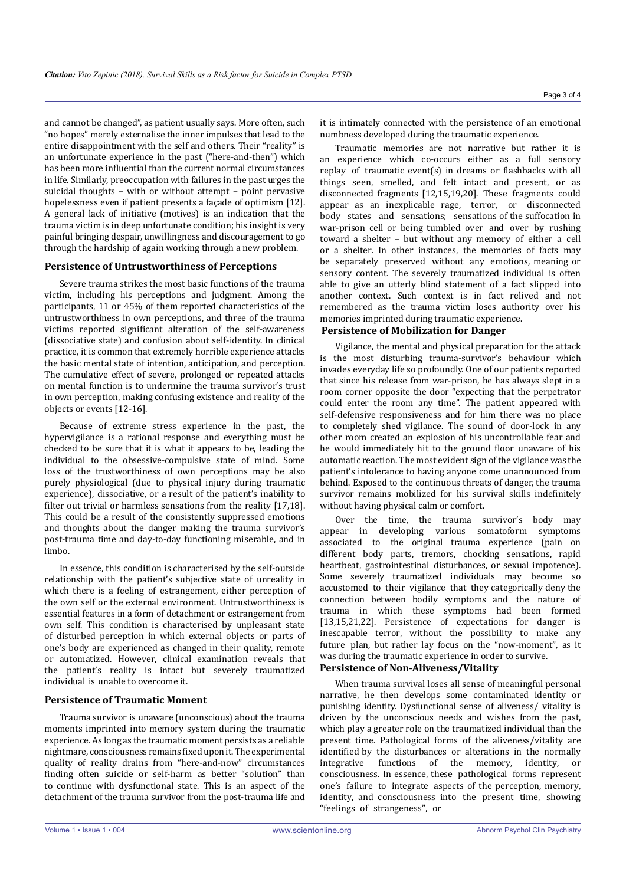and cannot be changed", as patient usually says. More often, such "no hopes" merely externalise the inner impulses that lead to the entire disappointment with the self and others. Their "reality" is an unfortunate experience in the past ("here-and-then") which has been more influential than the current normal circumstances in life. Similarly, preoccupation with failures in the past urges the suicidal thoughts – with or without attempt – point pervasive hopelessness even if patient presents a façade of optimism [12]. A general lack of initiative (motives) is an indication that the trauma victim is in deep unfortunate condition; his insight is very painful bringing despair, unwillingness and discouragement to go through the hardship of again working through a new problem.

### Persistence of Untrustworthiness of Perceptions

Severe trauma strikes the most basic functions of the trauma victim, including his perceptions and judgment. Among the participants, 11 or 45% of them reported characteristics of the untrustworthiness in own perceptions, and three of the trauma victims reported significant alteration of the self-awareness (dissociative state) and confusion about self-identity. In clinical practice, it is common that extremely horrible experience attacks the basic mental state of intention, anticipation, and perception. The cumulative effect of severe, prolonged or repeated attacks on mental function is to undermine the trauma survivor's trust in own perception, making confusing existence and reality of the objects or events [12-16].

Because of extreme stress experience in the past, the hypervigilance is a rational response and everything must be checked to be sure that it is what it appears to be, leading the individual to the obsessive-compulsive state of mind. Some loss of the trustworthiness of own perceptions may be also purely physiological (due to physical injury during traumatic experience), dissociative, or a result of the patient's inability to filter out trivial or harmless sensations from the reality [17,18]. This could be a result of the consistently suppressed emotions and thoughts about the danger making the trauma survivor's post-trauma time and day-to-day functioning miserable, and in limbo.

In essence, this condition is characterised by the self-outside relationship with the patient's subjective state of unreality in which there is a feeling of estrangement, either perception of the own self or the external environment. Untrustworthiness is essential features in a form of detachment or estrangement from own self. This condition is characterised by unpleasant state of disturbed perception in which external objects or parts of one's body are experienced as changed in their quality, remote or automatized. However, clinical examination reveals that the patient's reality is intact but severely traumatized individual is unable to overcome it.

### Persistence of Traumatic Moment

Trauma survivor is unaware (unconscious) about the trauma moments imprinted into memory system during the traumatic experience. As long as the traumatic moment persists as a reliable nightmare, consciousness remains fixed upon it. The experimental quality of reality drains from "here-and-now" circumstances finding often suicide or self-harm as better "solution" than to continue with dysfunctional state. This is an aspect of the detachment of the trauma survivor from the post-trauma life and it is intimately connected with the persistence of an emotional numbness developed during the traumatic experience.

Traumatic memories are not narrative but rather it is an experience which co-occurs either as a full sensory replay of traumatic event(s) in dreams or flashbacks with all things seen, smelled, and felt intact and present, or as disconnected fragments [12,15,19,20]. These fragments could appear as an inexplicable rage, terror, or disconnected body states and sensations; sensations of the suffocation in war-prison cell or being tumbled over and over by rushing toward a shelter – but without any memory of either a cell or a shelter. In other instances, the memories of facts may be separately preserved without any emotions, meaning or sensory content. The severely traumatized individual is often able to give an utterly blind statement of a fact slipped into another context. Such context is in fact relived and not remembered as the trauma victim loses authority over his memories imprinted during traumatic experience.

### Persistence of Mobilization for Danger

Vigilance, the mental and physical preparation for the attack is the most disturbing trauma-survivor's behaviour which invades everyday life so profoundly. One of our patients reported that since his release from war-prison, he has always slept in a room corner opposite the door "expecting that the perpetrator could enter the room any time". The patient appeared with self-defensive responsiveness and for him there was no place to completely shed vigilance. The sound of door-lock in any other room created an explosion of his uncontrollable fear and he would immediately hit to the ground floor unaware of his automatic reaction. The most evident sign of the vigilance was the patient's intolerance to having anyone come unannounced from behind. Exposed to the continuous threats of danger, the trauma survivor remains mobilized for his survival skills indefinitely without having physical calm or comfort.

Over the time, the trauma survivor's body may appear in developing various somatoform symptoms associated to the original trauma experience (pain on different body parts, tremors, chocking sensations, rapid heartbeat, gastrointestinal disturbances, or sexual impotence). Some severely traumatized individuals may become so accustomed to their vigilance that they categorically deny the connection between bodily symptoms and the nature of trauma in which these symptoms had been formed [13,15,21,22]. Persistence of expectations for danger is inescapable terror, without the possibility to make any future plan, but rather lay focus on the "now-moment", as it was during the traumatic experience in order to survive.

### Persistence of Non-Aliveness/Vitality

When trauma survival loses all sense of meaningful personal narrative, he then develops some contaminated identity or punishing identity. Dysfunctional sense of aliveness/ vitality is driven by the unconscious needs and wishes from the past, which play a greater role on the traumatized individual than the present time. Pathological forms of the aliveness/vitality are identified by the disturbances or alterations in the normally integrative functions of the memory, identity, or consciousness. In essence, these pathological forms represent one's failure to integrate aspects of the perception, memory, identity, and consciousness into the present time, showing "feelings of strangeness", or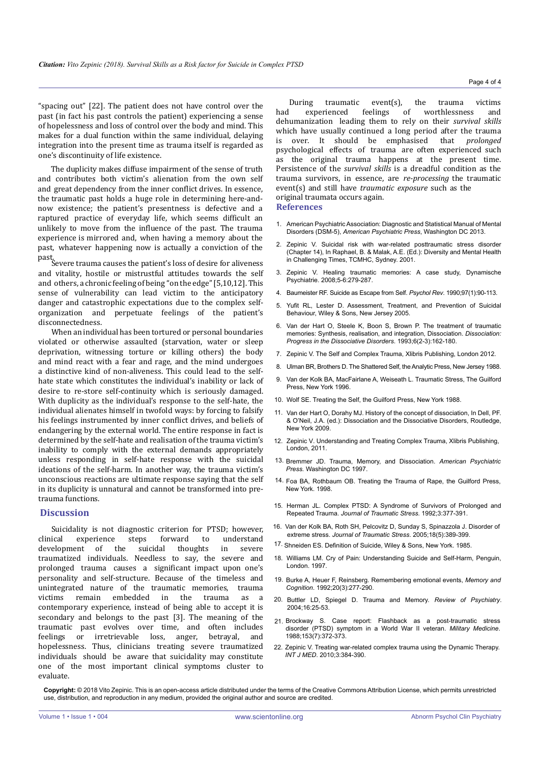"spacing out" [22]. The patient does not have control over the past (in fact his past controls the patient) experiencing a sense of hopelessness and loss of control over the body and mind. This makes for a dual function within the same individual, delaying integration into the present time as trauma itself is regarded as one's discontinuity of life existence.

The duplicity makes diffuse impairment of the sense of truth and contributes both victim's alienation from the own self and great dependency from the inner conflict drives. In essence, the traumatic past holds a huge role in determining here-and-now existence; the patient's presentness is defective and a raptured practice of everyday life, which seems difficult an unlikely to move from the influence of the past. The trauma experience is mirrored and, when having a memory about the past, whatever happening now is actually a conviction of the past.

Severe trauma causes the patient's loss of desire for aliveness and vitality, hostile or mistrustful attitudes towards the self and others, a chronic feeling of being "on the edge" [5,10,12]. This sense of vulnerability can lead victim to the anticipatory danger and catastrophic expectations due to the complex self-organization and perpetuate feelings of the patient's disconnectedness.

When an individual has been tortured or personal boundaries violated or otherwise assaulted (starvation, water or sleep deprivation, witnessing torture or killing others) the body and mind react with a fear and rage, and the mind undergoes a distinctive kind of non-aliveness. This could lead to the self-hate state which constitutes the individual's inability or lack of desire to re-store self-continuity which is seriously damaged. With duplicity as the individual's response to the self-hate, the individual alienates himself in twofold ways: by forcing to falsify his feelings instrumented by inner conflict drives, and beliefs of endangering by the external world. The entire response in fact is determined by the self-hate and realisation of the trauma victim's inability to comply with the external demands appropriately unless responding in self-hate response with the suicidal ideations of the self-harm. In another way, the trauma victim's unconscious reactions are ultimate response saying that the self in its duplicity is unnatural and cannot be transformed into pre-trauma functions.

## Discussion

Suicidality is not diagnostic criterion for PTSD; however, clinical experience steps forward to understand development of the suicidal thoughts in severe traumatized individuals. Needless to say, the severe and prolonged trauma causes a significant impact upon one's personality and self-structure. Because of the timeless and unintegrated nature of the traumatic memories, trauma victims remain embedded in the trauma as a contemporary experience, instead of being able to accept it is secondary and belongs to the past [3]. The meaning of the traumatic past evolves over time, and often includes feelings or irretrievable loss, anger, betrayal, and hopelessness. Thus, clinicians treating severe traumatized individuals should be aware that suicidality may constitute one of the most important clinical symptoms cluster to evaluate.

During traumatic event(s), the trauma victims had experienced feelings of worthlessness and dehumanization leading them to rely on their *survival skills* which have usually continued a long period after the trauma is over. It should be emphasised that *prolonged* psychological effects of trauma are often experienced such as the original trauma happens at the present time. Persistence of the *survival skills* is a dreadful condition as the trauma survivors, in essence, are *re-processing* the traumatic event(s) and still have *traumatic exposure* such as the original traumata occurs again.

## References

1. American Psychiatric Association: Diagnostic and Statistical Manual of Mental Disorders (DSM-5), *American Psychiatric Press*, Washington DC 2013.
2. Zepinic V. Suicidal risk with war-related posttraumatic stress disorder (Chapter 14), In Raphael, B. & Malak, A.E. (Ed.): Diversity and Mental Health in Challenging Times, TCMHC, Sydney. 2001.
3. Zepinic V. Healing traumatic memories: A case study, Dynamische Psychiatrie. 2008;5-6:279-287.
4. Baumeister RF. Suicide as Escape from Self. *Psychol Rev*. 1990;97(1):90-113.
5. Yufit RL, Lester D. Assessment, Treatment, and Prevention of Suicidal Behaviour, Wiley & Sons, New Jersey 2005.
6. Van der Hart O, Steele K, Boon S, Brown P. The treatment of traumatic memories: Synthesis, realisation, and integration, Dissociation. *Dissociation: Progress in the Dissociative Disorders*. 1993;6(2-3):162-180.
7. Zepinic V. The Self and Complex Trauma, Xlibris Publishing, London 2012.
8. Ulman BR, Brothers D. The Shattered Self, the Analytic Press, New Jersey 1988.
9. Van der Kolk BA, MacFairlane A, Weiseath L. Traumatic Stress, The Guilford Press, New York 1996.
10. Wolf SE. Treating the Self, the Guilford Press, New York 1988.
11. Van der Hart O, Dorahy MJ. History of the concept of dissociation, In Dell, PF. & O'Neil, J.A. (ed.): Dissociation and the Dissociative Disorders, Routledge, New York 2009.
12. Zepinic V. Understanding and Treating Complex Trauma, Xlibris Publishing, London, 2011.
13. Bremmer JD. Trauma, Memory, and Dissociation. *American Psychiatric Press*. Washington DC 1997.
14. Foa BA, Rothbaum OB. Treating the Trauma of Rape, the Guilford Press, New York. 1998.
15. Herman JL. Complex PTSD: A Syndrome of Survivors of Prolonged and Repeated Trauma. *Journal of Traumatic Stress*. 1992;3:377-391.
16. Van der Kolk BA, Roth SH, Pelcovitz D, Sunday S, Spinazzola J. Disorder of extreme stress. *Journal of Traumatic Stress*. 2005;18(5):389-399.
17. Shneiden ES. Definition of Suicide, Wiley & Sons, New York. 1985.
18. Williams LM. Cry of Pain: Understanding Suicide and Self-Harm, Penguin, London. 1997.
19. Burke A, Heuer F, Reinsberg. Remembering emotional events, *Memory and Cognition*. 1992;20(3):277-290.
20. Buttler LD, Spiegel D. Trauma and Memory. *Review of Psychiatry*. 2004;16:25-53.
21. Brockway S. Case report: Flashback as a post-traumatic stress disorder (PTSD) symptom in a World War II veteran. *Military Medicine*. 1988;153(7):372-373.
22. Zepinic V. Treating war-related complex trauma using the Dynamic Therapy. *INT J MED*. 2010;3:384-390.

**Copyright:** © 2018 Vito Zepinic. This is an open-access article distributed under the terms of the Creative Commons Attribution License, which permits unrestricted use, distribution, and reproduction in any medium, provided the original author and source are credited.